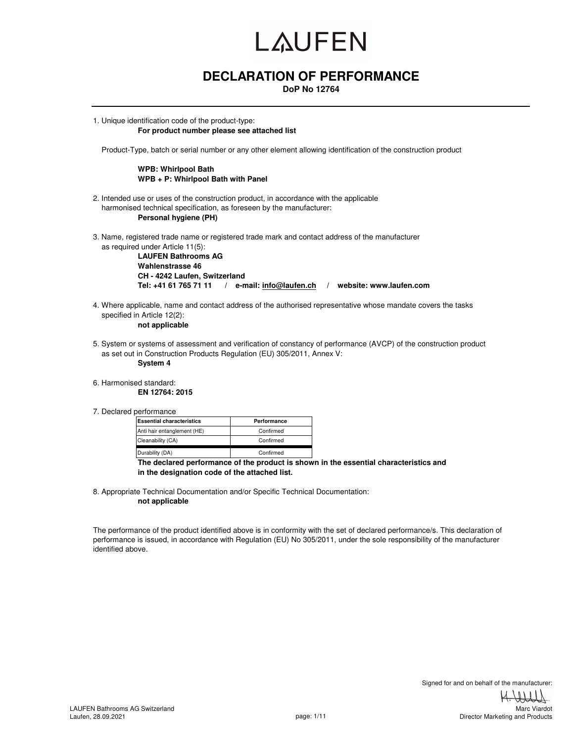# LAUFEN

## DECLARATION OF PERFORMANCE

**DoP No 12764**

1. Unique identification code of the product-type:
   **For product number please see attached list**

   Product-Type, batch or serial number or any other element allowing identification of the construction product

   **WPB: Whirlpool Bath**
   **WPB + P: Whirlpool Bath with Panel**

2. Intended use or uses of the construction product, in accordance with the applicable harmonised technical specification, as foreseen by the manufacturer:
   **Personal hygiene (PH)**

3. Name, registered trade name or registered trade mark and contact address of the manufacturer as required under Article 11(5):
   **LAUFEN Bathrooms AG**
   **Wahlenstrasse 46**
   **CH - 4242 Laufen, Switzerland**
   **Tel: +41 61 765 71 11 / e-mail: info@laufen.ch / website: www.laufen.com**

4. Where applicable, name and contact address of the authorised representative whose mandate covers the tasks specified in Article 12(2):
   **not applicable**

5. System or systems of assessment and verification of constancy of performance (AVCP) of the construction product as set out in Construction Products Regulation (EU) 305/2011, Annex V:
   **System 4**

6. Harmonised standard:
   **EN 12764: 2015**

7. Declared performance

| Essential characteristics | Performance |
|---|---|
| Anti hair entanglement (HE) | Confirmed |
| Cleanability (CA) | Confirmed |
| Durability (DA) | Confirmed |

   **The declared performance of the product is shown in the essential characteristics and in the designation code of the attached list.**

8. Appropriate Technical Documentation and/or Specific Technical Documentation:
   **not applicable**

The performance of the product identified above is in conformity with the set of declared performance/s. This declaration of performance is issued, in accordance with Regulation (EU) No 305/2011, under the sole responsibility of the manufacturer identified above.

Signed for and on behalf of the manufacturer:

Marc Viardot
Director Marketing and Products

LAUFEN Bathrooms AG Switzerland
Laufen, 28.09.2021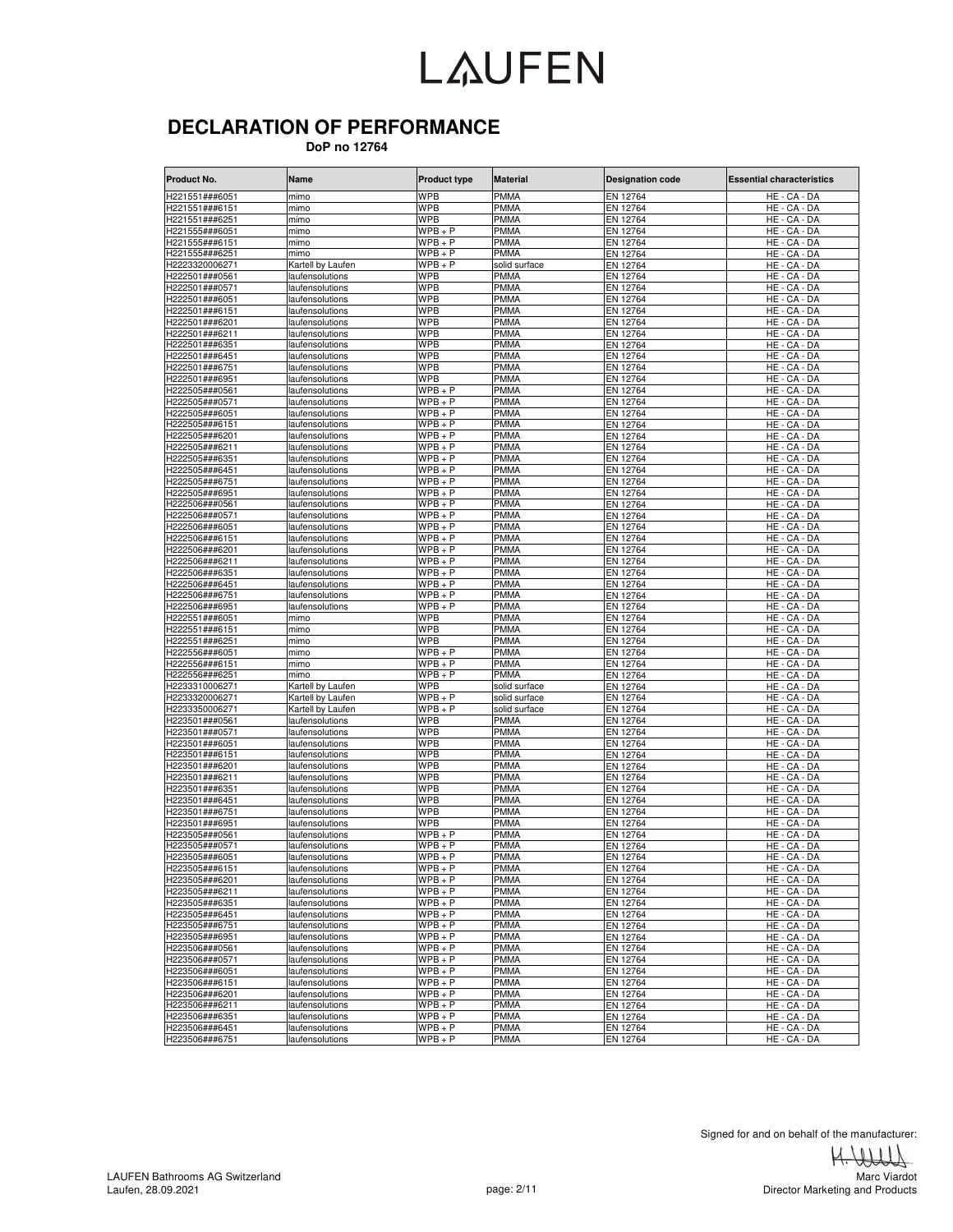# LAUFEN

## DECLARATION OF PERFORMANCE

**DoP no 12764**

| Product No. | Name | Product type | Material | Designation code | Essential characteristics |
|---|---|---|---|---|---|
| H221551###6051 | mimo | WPB | PMMA | EN 12764 | HE - CA - DA |
| H221551###6151 | mimo | WPB | PMMA | EN 12764 | HE - CA - DA |
| H221551###6251 | mimo | WPB | PMMA | EN 12764 | HE - CA - DA |
| H221555###6051 | mimo | WPB + P | PMMA | EN 12764 | HE - CA - DA |
| H221555###6151 | mimo | WPB + P | PMMA | EN 12764 | HE - CA - DA |
| H221555###6251 | mimo | WPB + P | PMMA | EN 12764 | HE - CA - DA |
| H2223320006271 | Kartell by Laufen | WPB + P | solid surface | EN 12764 | HE - CA - DA |
| H222501###0561 | laufensolutions | WPB | PMMA | EN 12764 | HE - CA - DA |
| H222501###0571 | laufensolutions | WPB | PMMA | EN 12764 | HE - CA - DA |
| H222501###6051 | laufensolutions | WPB | PMMA | EN 12764 | HE - CA - DA |
| H222501###6151 | laufensolutions | WPB | PMMA | EN 12764 | HE - CA - DA |
| H222501###6201 | laufensolutions | WPB | PMMA | EN 12764 | HE - CA - DA |
| H222501###6211 | laufensolutions | WPB | PMMA | EN 12764 | HE - CA - DA |
| H222501###6351 | laufensolutions | WPB | PMMA | EN 12764 | HE - CA - DA |
| H222501###6451 | laufensolutions | WPB | PMMA | EN 12764 | HE - CA - DA |
| H222501###6751 | laufensolutions | WPB | PMMA | EN 12764 | HE - CA - DA |
| H222501###6951 | laufensolutions | WPB | PMMA | EN 12764 | HE - CA - DA |
| H222505###0561 | laufensolutions | WPB + P | PMMA | EN 12764 | HE - CA - DA |
| H222505###0571 | laufensolutions | WPB + P | PMMA | EN 12764 | HE - CA - DA |
| H222505###6051 | laufensolutions | WPB + P | PMMA | EN 12764 | HE - CA - DA |
| H222505###6151 | laufensolutions | WPB + P | PMMA | EN 12764 | HE - CA - DA |
| H222505###6201 | laufensolutions | WPB + P | PMMA | EN 12764 | HE - CA - DA |
| H222505###6211 | laufensolutions | WPB + P | PMMA | EN 12764 | HE - CA - DA |
| H222505###6351 | laufensolutions | WPB + P | PMMA | EN 12764 | HE - CA - DA |
| H222505###6451 | laufensolutions | WPB + P | PMMA | EN 12764 | HE - CA - DA |
| H222505###6751 | laufensolutions | WPB + P | PMMA | EN 12764 | HE - CA - DA |
| H222505###6951 | laufensolutions | WPB + P | PMMA | EN 12764 | HE - CA - DA |
| H222506###0561 | laufensolutions | WPB + P | PMMA | EN 12764 | HE - CA - DA |
| H222506###0571 | laufensolutions | WPB + P | PMMA | EN 12764 | HE - CA - DA |
| H222506###6051 | laufensolutions | WPB + P | PMMA | EN 12764 | HE - CA - DA |
| H222506###6151 | laufensolutions | WPB + P | PMMA | EN 12764 | HE - CA - DA |
| H222506###6201 | laufensolutions | WPB + P | PMMA | EN 12764 | HE - CA - DA |
| H222506###6211 | laufensolutions | WPB + P | PMMA | EN 12764 | HE - CA - DA |
| H222506###6351 | laufensolutions | WPB + P | PMMA | EN 12764 | HE - CA - DA |
| H222506###6451 | laufensolutions | WPB + P | PMMA | EN 12764 | HE - CA - DA |
| H222506###6751 | laufensolutions | WPB + P | PMMA | EN 12764 | HE - CA - DA |
| H222506###6951 | laufensolutions | WPB + P | PMMA | EN 12764 | HE - CA - DA |
| H222551###6051 | mimo | WPB | PMMA | EN 12764 | HE - CA - DA |
| H222551###6151 | mimo | WPB | PMMA | EN 12764 | HE - CA - DA |
| H222551###6251 | mimo | WPB | PMMA | EN 12764 | HE - CA - DA |
| H222556###6051 | mimo | WPB + P | PMMA | EN 12764 | HE - CA - DA |
| H222556###6151 | mimo | WPB + P | PMMA | EN 12764 | HE - CA - DA |
| H222556###6251 | mimo | WPB + P | PMMA | EN 12764 | HE - CA - DA |
| H2233310006271 | Kartell by Laufen | WPB | solid surface | EN 12764 | HE - CA - DA |
| H2233320006271 | Kartell by Laufen | WPB + P | solid surface | EN 12764 | HE - CA - DA |
| H2233350006271 | Kartell by Laufen | WPB + P | solid surface | EN 12764 | HE - CA - DA |
| H223501###0561 | laufensolutions | WPB | PMMA | EN 12764 | HE - CA - DA |
| H223501###0571 | laufensolutions | WPB | PMMA | EN 12764 | HE - CA - DA |
| H223501###6051 | laufensolutions | WPB | PMMA | EN 12764 | HE - CA - DA |
| H223501###6151 | laufensolutions | WPB | PMMA | EN 12764 | HE - CA - DA |
| H223501###6201 | laufensolutions | WPB | PMMA | EN 12764 | HE - CA - DA |
| H223501###6211 | laufensolutions | WPB | PMMA | EN 12764 | HE - CA - DA |
| H223501###6351 | laufensolutions | WPB | PMMA | EN 12764 | HE - CA - DA |
| H223501###6451 | laufensolutions | WPB | PMMA | EN 12764 | HE - CA - DA |
| H223501###6751 | laufensolutions | WPB | PMMA | EN 12764 | HE - CA - DA |
| H223501###6951 | laufensolutions | WPB | PMMA | EN 12764 | HE - CA - DA |
| H223505###0561 | laufensolutions | WPB + P | PMMA | EN 12764 | HE - CA - DA |
| H223505###0571 | laufensolutions | WPB + P | PMMA | EN 12764 | HE - CA - DA |
| H223505###6051 | laufensolutions | WPB + P | PMMA | EN 12764 | HE - CA - DA |
| H223505###6151 | laufensolutions | WPB + P | PMMA | EN 12764 | HE - CA - DA |
| H223505###6201 | laufensolutions | WPB + P | PMMA | EN 12764 | HE - CA - DA |
| H223505###6211 | laufensolutions | WPB + P | PMMA | EN 12764 | HE - CA - DA |
| H223505###6351 | laufensolutions | WPB + P | PMMA | EN 12764 | HE - CA - DA |
| H223505###6451 | laufensolutions | WPB + P | PMMA | EN 12764 | HE - CA - DA |
| H223505###6751 | laufensolutions | WPB + P | PMMA | EN 12764 | HE - CA - DA |
| H223505###6951 | laufensolutions | WPB + P | PMMA | EN 12764 | HE - CA - DA |
| H223506###0561 | laufensolutions | WPB + P | PMMA | EN 12764 | HE - CA - DA |
| H223506###0571 | laufensolutions | WPB + P | PMMA | EN 12764 | HE - CA - DA |
| H223506###6051 | laufensolutions | WPB + P | PMMA | EN 12764 | HE - CA - DA |
| H223506###6151 | laufensolutions | WPB + P | PMMA | EN 12764 | HE - CA - DA |
| H223506###6201 | laufensolutions | WPB + P | PMMA | EN 12764 | HE - CA - DA |
| H223506###6211 | laufensolutions | WPB + P | PMMA | EN 12764 | HE - CA - DA |
| H223506###6351 | laufensolutions | WPB + P | PMMA | EN 12764 | HE - CA - DA |
| H223506###6451 | laufensolutions | WPB + P | PMMA | EN 12764 | HE - CA - DA |
| H223506###6751 | laufensolutions | WPB + P | PMMA | EN 12764 | HE - CA - DA |

Signed for and on behalf of the manufacturer:

Marc Viardot
Director Marketing and Products

LAUFEN Bathrooms AG Switzerland
Laufen, 28.09.2021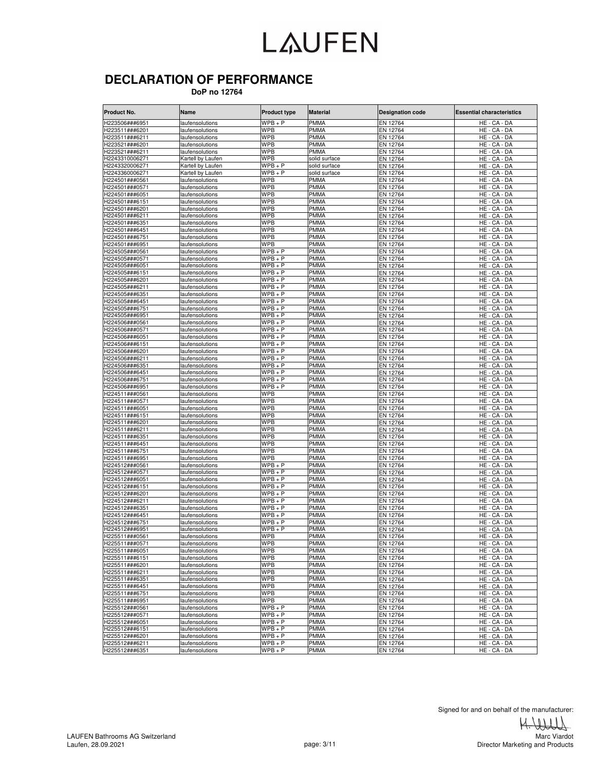# LAUFEN

## DECLARATION OF PERFORMANCE

**DoP no 12764**

| Product No. | Name | Product type | Material | Designation code | Essential characteristics |
|---|---|---|---|---|---|
| H223506###6951 | laufensolutions | WPB + P | PMMA | EN 12764 | HE - CA - DA |
| H223511###6201 | laufensolutions | WPB | PMMA | EN 12764 | HE - CA - DA |
| H223511###6211 | laufensolutions | WPB | PMMA | EN 12764 | HE - CA - DA |
| H223521###6201 | laufensolutions | WPB | PMMA | EN 12764 | HE - CA - DA |
| H223521###6211 | laufensolutions | WPB | PMMA | EN 12764 | HE - CA - DA |
| H2243310006271 | Kartell by Laufen | WPB | solid surface | EN 12764 | HE - CA - DA |
| H2243320006271 | Kartell by Laufen | WPB + P | solid surface | EN 12764 | HE - CA - DA |
| H2243360006271 | Kartell by Laufen | WPB + P | solid surface | EN 12764 | HE - CA - DA |
| H224501###0561 | laufensolutions | WPB | PMMA | EN 12764 | HE - CA - DA |
| H224501###0571 | laufensolutions | WPB | PMMA | EN 12764 | HE - CA - DA |
| H224501###6051 | laufensolutions | WPB | PMMA | EN 12764 | HE - CA - DA |
| H224501###6151 | laufensolutions | WPB | PMMA | EN 12764 | HE - CA - DA |
| H224501###6201 | laufensolutions | WPB | PMMA | EN 12764 | HE - CA - DA |
| H224501###6211 | laufensolutions | WPB | PMMA | EN 12764 | HE - CA - DA |
| H224501###6351 | laufensolutions | WPB | PMMA | EN 12764 | HE - CA - DA |
| H224501###6451 | laufensolutions | WPB | PMMA | EN 12764 | HE - CA - DA |
| H224501###6751 | laufensolutions | WPB | PMMA | EN 12764 | HE - CA - DA |
| H224501###6951 | laufensolutions | WPB | PMMA | EN 12764 | HE - CA - DA |
| H224505###0561 | laufensolutions | WPB + P | PMMA | EN 12764 | HE - CA - DA |
| H224505###0571 | laufensolutions | WPB + P | PMMA | EN 12764 | HE - CA - DA |
| H224505###6051 | laufensolutions | WPB + P | PMMA | EN 12764 | HE - CA - DA |
| H224505###6151 | laufensolutions | WPB + P | PMMA | EN 12764 | HE - CA - DA |
| H224505###6201 | laufensolutions | WPB + P | PMMA | EN 12764 | HE - CA - DA |
| H224505###6211 | laufensolutions | WPB + P | PMMA | EN 12764 | HE - CA - DA |
| H224505###6351 | laufensolutions | WPB + P | PMMA | EN 12764 | HE - CA - DA |
| H224505###6451 | laufensolutions | WPB + P | PMMA | EN 12764 | HE - CA - DA |
| H224505###6751 | laufensolutions | WPB + P | PMMA | EN 12764 | HE - CA - DA |
| H224505###6951 | laufensolutions | WPB + P | PMMA | EN 12764 | HE - CA - DA |
| H224506###0561 | laufensolutions | WPB + P | PMMA | EN 12764 | HE - CA - DA |
| H224506###0571 | laufensolutions | WPB + P | PMMA | EN 12764 | HE - CA - DA |
| H224506###6051 | laufensolutions | WPB + P | PMMA | EN 12764 | HE - CA - DA |
| H224506###6151 | laufensolutions | WPB + P | PMMA | EN 12764 | HE - CA - DA |
| H224506###6201 | laufensolutions | WPB + P | PMMA | EN 12764 | HE - CA - DA |
| H224506###6211 | laufensolutions | WPB + P | PMMA | EN 12764 | HE - CA - DA |
| H224506###6351 | laufensolutions | WPB + P | PMMA | EN 12764 | HE - CA - DA |
| H224506###6451 | laufensolutions | WPB + P | PMMA | EN 12764 | HE - CA - DA |
| H224506###6751 | laufensolutions | WPB + P | PMMA | EN 12764 | HE - CA - DA |
| H224506###6951 | laufensolutions | WPB + P | PMMA | EN 12764 | HE - CA - DA |
| H224511###0561 | laufensolutions | WPB | PMMA | EN 12764 | HE - CA - DA |
| H224511###0571 | laufensolutions | WPB | PMMA | EN 12764 | HE - CA - DA |
| H224511###6051 | laufensolutions | WPB | PMMA | EN 12764 | HE - CA - DA |
| H224511###6151 | laufensolutions | WPB | PMMA | EN 12764 | HE - CA - DA |
| H224511###6201 | laufensolutions | WPB | PMMA | EN 12764 | HE - CA - DA |
| H224511###6211 | laufensolutions | WPB | PMMA | EN 12764 | HE - CA - DA |
| H224511###6351 | laufensolutions | WPB | PMMA | EN 12764 | HE - CA - DA |
| H224511###6451 | laufensolutions | WPB | PMMA | EN 12764 | HE - CA - DA |
| H224511###6751 | laufensolutions | WPB | PMMA | EN 12764 | HE - CA - DA |
| H224511###6951 | laufensolutions | WPB | PMMA | EN 12764 | HE - CA - DA |
| H224512###0561 | laufensolutions | WPB + P | PMMA | EN 12764 | HE - CA - DA |
| H224512###0571 | laufensolutions | WPB + P | PMMA | EN 12764 | HE - CA - DA |
| H224512###6051 | laufensolutions | WPB + P | PMMA | EN 12764 | HE - CA - DA |
| H224512###6151 | laufensolutions | WPB + P | PMMA | EN 12764 | HE - CA - DA |
| H224512###6201 | laufensolutions | WPB + P | PMMA | EN 12764 | HE - CA - DA |
| H224512###6211 | laufensolutions | WPB + P | PMMA | EN 12764 | HE - CA - DA |
| H224512###6351 | laufensolutions | WPB + P | PMMA | EN 12764 | HE - CA - DA |
| H224512###6451 | laufensolutions | WPB + P | PMMA | EN 12764 | HE - CA - DA |
| H224512###6751 | laufensolutions | WPB + P | PMMA | EN 12764 | HE - CA - DA |
| H224512###6951 | laufensolutions | WPB + P | PMMA | EN 12764 | HE - CA - DA |
| H225511###0561 | laufensolutions | WPB | PMMA | EN 12764 | HE - CA - DA |
| H225511###0571 | laufensolutions | WPB | PMMA | EN 12764 | HE - CA - DA |
| H225511###6051 | laufensolutions | WPB | PMMA | EN 12764 | HE - CA - DA |
| H225511###6151 | laufensolutions | WPB | PMMA | EN 12764 | HE - CA - DA |
| H225511###6201 | laufensolutions | WPB | PMMA | EN 12764 | HE - CA - DA |
| H225511###6211 | laufensolutions | WPB | PMMA | EN 12764 | HE - CA - DA |
| H225511###6351 | laufensolutions | WPB | PMMA | EN 12764 | HE - CA - DA |
| H225511###6451 | laufensolutions | WPB | PMMA | EN 12764 | HE - CA - DA |
| H225511###6751 | laufensolutions | WPB | PMMA | EN 12764 | HE - CA - DA |
| H225511###6951 | laufensolutions | WPB | PMMA | EN 12764 | HE - CA - DA |
| H225512###0561 | laufensolutions | WPB + P | PMMA | EN 12764 | HE - CA - DA |
| H225512###0571 | laufensolutions | WPB + P | PMMA | EN 12764 | HE - CA - DA |
| H225512###6051 | laufensolutions | WPB + P | PMMA | EN 12764 | HE - CA - DA |
| H225512###6151 | laufensolutions | WPB + P | PMMA | EN 12764 | HE - CA - DA |
| H225512###6201 | laufensolutions | WPB + P | PMMA | EN 12764 | HE - CA - DA |
| H225512###6211 | laufensolutions | WPB + P | PMMA | EN 12764 | HE - CA - DA |
| H225512###6351 | laufensolutions | WPB + P | PMMA | EN 12764 | HE - CA - DA |

Signed for and on behalf of the manufacturer:

Marc Viardot
Director Marketing and Products

LAUFEN Bathrooms AG Switzerland
Laufen, 28.09.2021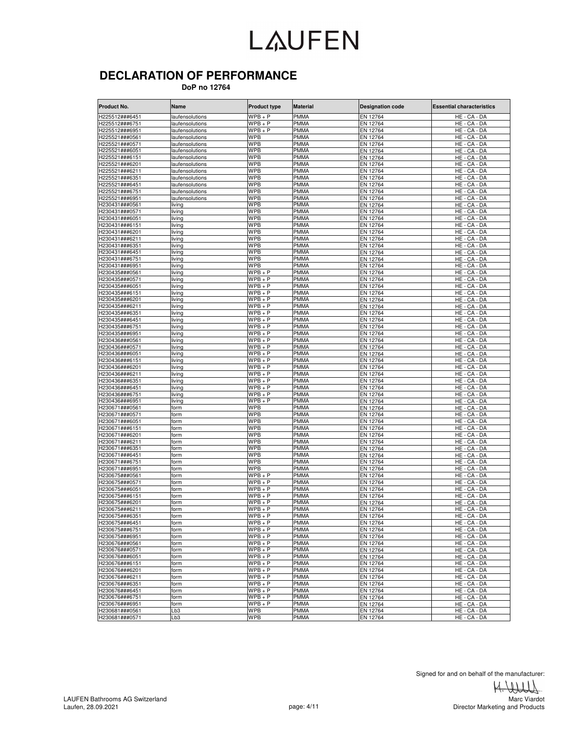# LAUFEN

## DECLARATION OF PERFORMANCE

**DoP no 12764**

| Product No. | Name | Product type | Material | Designation code | Essential characteristics |
|---|---|---|---|---|---|
| H225512###6451 | laufensolutions | WPB + P | PMMA | EN 12764 | HE - CA - DA |
| H225512###6751 | laufensolutions | WPB + P | PMMA | EN 12764 | HE - CA - DA |
| H225512###6951 | laufensolutions | WPB + P | PMMA | EN 12764 | HE - CA - DA |
| H225521###0561 | laufensolutions | WPB | PMMA | EN 12764 | HE - CA - DA |
| H225521###0571 | laufensolutions | WPB | PMMA | EN 12764 | HE - CA - DA |
| H225521###6051 | laufensolutions | WPB | PMMA | EN 12764 | HE - CA - DA |
| H225521###6151 | laufensolutions | WPB | PMMA | EN 12764 | HE - CA - DA |
| H225521###6201 | laufensolutions | WPB | PMMA | EN 12764 | HE - CA - DA |
| H225521###6211 | laufensolutions | WPB | PMMA | EN 12764 | HE - CA - DA |
| H225521###6351 | laufensolutions | WPB | PMMA | EN 12764 | HE - CA - DA |
| H225521###6451 | laufensolutions | WPB | PMMA | EN 12764 | HE - CA - DA |
| H225521###6751 | laufensolutions | WPB | PMMA | EN 12764 | HE - CA - DA |
| H225521###6951 | laufensolutions | WPB | PMMA | EN 12764 | HE - CA - DA |
| H230431###0561 | living | WPB | PMMA | EN 12764 | HE - CA - DA |
| H230431###0571 | living | WPB | PMMA | EN 12764 | HE - CA - DA |
| H230431###6051 | living | WPB | PMMA | EN 12764 | HE - CA - DA |
| H230431###6151 | living | WPB | PMMA | EN 12764 | HE - CA - DA |
| H230431###6201 | living | WPB | PMMA | EN 12764 | HE - CA - DA |
| H230431###6211 | living | WPB | PMMA | EN 12764 | HE - CA - DA |
| H230431###6351 | living | WPB | PMMA | EN 12764 | HE - CA - DA |
| H230431###6451 | living | WPB | PMMA | EN 12764 | HE - CA - DA |
| H230431###6751 | living | WPB | PMMA | EN 12764 | HE - CA - DA |
| H230431###6951 | living | WPB | PMMA | EN 12764 | HE - CA - DA |
| H230435###0561 | living | WPB + P | PMMA | EN 12764 | HE - CA - DA |
| H230435###0571 | living | WPB + P | PMMA | EN 12764 | HE - CA - DA |
| H230435###6051 | living | WPB + P | PMMA | EN 12764 | HE - CA - DA |
| H230435###6151 | living | WPB + P | PMMA | EN 12764 | HE - CA - DA |
| H230435###6201 | living | WPB + P | PMMA | EN 12764 | HE - CA - DA |
| H230435###6211 | living | WPB + P | PMMA | EN 12764 | HE - CA - DA |
| H230435###6351 | living | WPB + P | PMMA | EN 12764 | HE - CA - DA |
| H230435###6451 | living | WPB + P | PMMA | EN 12764 | HE - CA - DA |
| H230435###6751 | living | WPB + P | PMMA | EN 12764 | HE - CA - DA |
| H230435###6951 | living | WPB + P | PMMA | EN 12764 | HE - CA - DA |
| H230436###0561 | living | WPB + P | PMMA | EN 12764 | HE - CA - DA |
| H230436###0571 | living | WPB + P | PMMA | EN 12764 | HE - CA - DA |
| H230436###6051 | living | WPB + P | PMMA | EN 12764 | HE - CA - DA |
| H230436###6151 | living | WPB + P | PMMA | EN 12764 | HE - CA - DA |
| H230436###6201 | living | WPB + P | PMMA | EN 12764 | HE - CA - DA |
| H230436###6211 | living | WPB + P | PMMA | EN 12764 | HE - CA - DA |
| H230436###6351 | living | WPB + P | PMMA | EN 12764 | HE - CA - DA |
| H230436###6451 | living | WPB + P | PMMA | EN 12764 | HE - CA - DA |
| H230436###6751 | living | WPB + P | PMMA | EN 12764 | HE - CA - DA |
| H230436###6951 | living | WPB + P | PMMA | EN 12764 | HE - CA - DA |
| H230671###0561 | form | WPB | PMMA | EN 12764 | HE - CA - DA |
| H230671###0571 | form | WPB | PMMA | EN 12764 | HE - CA - DA |
| H230671###6051 | form | WPB | PMMA | EN 12764 | HE - CA - DA |
| H230671###6151 | form | WPB | PMMA | EN 12764 | HE - CA - DA |
| H230671###6201 | form | WPB | PMMA | EN 12764 | HE - CA - DA |
| H230671###6211 | form | WPB | PMMA | EN 12764 | HE - CA - DA |
| H230671###6351 | form | WPB | PMMA | EN 12764 | HE - CA - DA |
| H230671###6451 | form | WPB | PMMA | EN 12764 | HE - CA - DA |
| H230671###6751 | form | WPB | PMMA | EN 12764 | HE - CA - DA |
| H230671###6951 | form | WPB | PMMA | EN 12764 | HE - CA - DA |
| H230675###0561 | form | WPB + P | PMMA | EN 12764 | HE - CA - DA |
| H230675###0571 | form | WPB + P | PMMA | EN 12764 | HE - CA - DA |
| H230675###6051 | form | WPB + P | PMMA | EN 12764 | HE - CA - DA |
| H230675###6151 | form | WPB + P | PMMA | EN 12764 | HE - CA - DA |
| H230675###6201 | form | WPB + P | PMMA | EN 12764 | HE - CA - DA |
| H230675###6211 | form | WPB + P | PMMA | EN 12764 | HE - CA - DA |
| H230675###6351 | form | WPB + P | PMMA | EN 12764 | HE - CA - DA |
| H230675###6451 | form | WPB + P | PMMA | EN 12764 | HE - CA - DA |
| H230675###6751 | form | WPB + P | PMMA | EN 12764 | HE - CA - DA |
| H230675###6951 | form | WPB + P | PMMA | EN 12764 | HE - CA - DA |
| H230676###0561 | form | WPB + P | PMMA | EN 12764 | HE - CA - DA |
| H230676###0571 | form | WPB + P | PMMA | EN 12764 | HE - CA - DA |
| H230676###6051 | form | WPB + P | PMMA | EN 12764 | HE - CA - DA |
| H230676###6151 | form | WPB + P | PMMA | EN 12764 | HE - CA - DA |
| H230676###6201 | form | WPB + P | PMMA | EN 12764 | HE - CA - DA |
| H230676###6211 | form | WPB + P | PMMA | EN 12764 | HE - CA - DA |
| H230676###6351 | form | WPB + P | PMMA | EN 12764 | HE - CA - DA |
| H230676###6451 | form | WPB + P | PMMA | EN 12764 | HE - CA - DA |
| H230676###6751 | form | WPB + P | PMMA | EN 12764 | HE - CA - DA |
| H230676###6951 | form | WPB + P | PMMA | EN 12764 | HE - CA - DA |
| H230681###0561 | Lb3 | WPB | PMMA | EN 12764 | HE - CA - DA |
| H230681###0571 | Lb3 | WPB | PMMA | EN 12764 | HE - CA - DA |

Signed for and on behalf of the manufacturer:

Marc Viardot
Director Marketing and Products

LAUFEN Bathrooms AG Switzerland
Laufen, 28.09.2021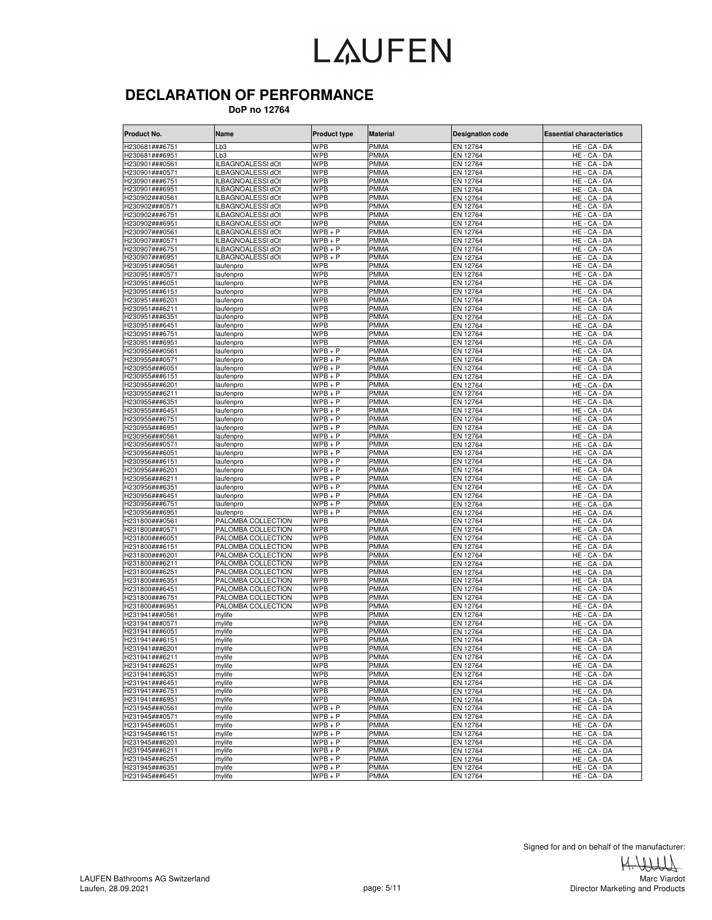# LAUFEN

## DECLARATION OF PERFORMANCE

**DoP no 12764**

| Product No. | Name | Product type | Material | Designation code | Essential characteristics |
|---|---|---|---|---|---|
| H230681###6751 | Lb3 | WPB | PMMA | EN 12764 | HE - CA - DA |
| H230681###6951 | Lb3 | WPB | PMMA | EN 12764 | HE - CA - DA |
| H230901###0561 | ILBAGNOALESSI dOt | WPB | PMMA | EN 12764 | HE - CA - DA |
| H230901###0571 | ILBAGNOALESSI dOt | WPB | PMMA | EN 12764 | HE - CA - DA |
| H230901###6751 | ILBAGNOALESSI dOt | WPB | PMMA | EN 12764 | HE - CA - DA |
| H230901###6951 | ILBAGNOALESSI dOt | WPB | PMMA | EN 12764 | HE - CA - DA |
| H230902###0561 | ILBAGNOALESSI dOt | WPB | PMMA | EN 12764 | HE - CA - DA |
| H230902###0571 | ILBAGNOALESSI dOt | WPB | PMMA | EN 12764 | HE - CA - DA |
| H230902###6751 | ILBAGNOALESSI dOt | WPB | PMMA | EN 12764 | HE - CA - DA |
| H230902###6951 | ILBAGNOALESSI dOt | WPB | PMMA | EN 12764 | HE - CA - DA |
| H230907###0561 | ILBAGNOALESSI dOt | WPB + P | PMMA | EN 12764 | HE - CA - DA |
| H230907###0571 | ILBAGNOALESSI dOt | WPB + P | PMMA | EN 12764 | HE - CA - DA |
| H230907###6751 | ILBAGNOALESSI dOt | WPB + P | PMMA | EN 12764 | HE - CA - DA |
| H230907###6951 | ILBAGNOALESSI dOt | WPB + P | PMMA | EN 12764 | HE - CA - DA |
| H230951###0561 | laufenpro | WPB | PMMA | EN 12764 | HE - CA - DA |
| H230951###0571 | laufenpro | WPB | PMMA | EN 12764 | HE - CA - DA |
| H230951###6051 | laufenpro | WPB | PMMA | EN 12764 | HE - CA - DA |
| H230951###6151 | laufenpro | WPB | PMMA | EN 12764 | HE - CA - DA |
| H230951###6201 | laufenpro | WPB | PMMA | EN 12764 | HE - CA - DA |
| H230951###6211 | laufenpro | WPB | PMMA | EN 12764 | HE - CA - DA |
| H230951###6351 | laufenpro | WPB | PMMA | EN 12764 | HE - CA - DA |
| H230951###6451 | laufenpro | WPB | PMMA | EN 12764 | HE - CA - DA |
| H230951###6751 | laufenpro | WPB | PMMA | EN 12764 | HE - CA - DA |
| H230951###6951 | laufenpro | WPB | PMMA | EN 12764 | HE - CA - DA |
| H230955###0561 | laufenpro | WPB + P | PMMA | EN 12764 | HE - CA - DA |
| H230955###0571 | laufenpro | WPB + P | PMMA | EN 12764 | HE - CA - DA |
| H230955###6051 | laufenpro | WPB + P | PMMA | EN 12764 | HE - CA - DA |
| H230955###6151 | laufenpro | WPB + P | PMMA | EN 12764 | HE - CA - DA |
| H230955###6201 | laufenpro | WPB + P | PMMA | EN 12764 | HE - CA - DA |
| H230955###6211 | laufenpro | WPB + P | PMMA | EN 12764 | HE - CA - DA |
| H230955###6351 | laufenpro | WPB + P | PMMA | EN 12764 | HE - CA - DA |
| H230955###6451 | laufenpro | WPB + P | PMMA | EN 12764 | HE - CA - DA |
| H230955###6751 | laufenpro | WPB + P | PMMA | EN 12764 | HE - CA - DA |
| H230955###6951 | laufenpro | WPB + P | PMMA | EN 12764 | HE - CA - DA |
| H230956###0561 | laufenpro | WPB + P | PMMA | EN 12764 | HE - CA - DA |
| H230956###0571 | laufenpro | WPB + P | PMMA | EN 12764 | HE - CA - DA |
| H230956###6051 | laufenpro | WPB + P | PMMA | EN 12764 | HE - CA - DA |
| H230956###6151 | laufenpro | WPB + P | PMMA | EN 12764 | HE - CA - DA |
| H230956###6201 | laufenpro | WPB + P | PMMA | EN 12764 | HE - CA - DA |
| H230956###6211 | laufenpro | WPB + P | PMMA | EN 12764 | HE - CA - DA |
| H230956###6351 | laufenpro | WPB + P | PMMA | EN 12764 | HE - CA - DA |
| H230956###6451 | laufenpro | WPB + P | PMMA | EN 12764 | HE - CA - DA |
| H230956###6751 | laufenpro | WPB + P | PMMA | EN 12764 | HE - CA - DA |
| H230956###6951 | laufenpro | WPB + P | PMMA | EN 12764 | HE - CA - DA |
| H231800###0561 | PALOMBA COLLECTION | WPB | PMMA | EN 12764 | HE - CA - DA |
| H231800###0571 | PALOMBA COLLECTION | WPB | PMMA | EN 12764 | HE - CA - DA |
| H231800###6051 | PALOMBA COLLECTION | WPB | PMMA | EN 12764 | HE - CA - DA |
| H231800###6151 | PALOMBA COLLECTION | WPB | PMMA | EN 12764 | HE - CA - DA |
| H231800###6201 | PALOMBA COLLECTION | WPB | PMMA | EN 12764 | HE - CA - DA |
| H231800###6211 | PALOMBA COLLECTION | WPB | PMMA | EN 12764 | HE - CA - DA |
| H231800###6251 | PALOMBA COLLECTION | WPB | PMMA | EN 12764 | HE - CA - DA |
| H231800###6351 | PALOMBA COLLECTION | WPB | PMMA | EN 12764 | HE - CA - DA |
| H231800###6451 | PALOMBA COLLECTION | WPB | PMMA | EN 12764 | HE - CA - DA |
| H231800###6751 | PALOMBA COLLECTION | WPB | PMMA | EN 12764 | HE - CA - DA |
| H231800###6951 | PALOMBA COLLECTION | WPB | PMMA | EN 12764 | HE - CA - DA |
| H231941###0561 | mylife | WPB | PMMA | EN 12764 | HE - CA - DA |
| H231941###0571 | mylife | WPB | PMMA | EN 12764 | HE - CA - DA |
| H231941###6051 | mylife | WPB | PMMA | EN 12764 | HE - CA - DA |
| H231941###6151 | mylife | WPB | PMMA | EN 12764 | HE - CA - DA |
| H231941###6201 | mylife | WPB | PMMA | EN 12764 | HE - CA - DA |
| H231941###6211 | mylife | WPB | PMMA | EN 12764 | HE - CA - DA |
| H231941###6251 | mylife | WPB | PMMA | EN 12764 | HE - CA - DA |
| H231941###6351 | mylife | WPB | PMMA | EN 12764 | HE - CA - DA |
| H231941###6451 | mylife | WPB | PMMA | EN 12764 | HE - CA - DA |
| H231941###6751 | mylife | WPB | PMMA | EN 12764 | HE - CA - DA |
| H231941###6951 | mylife | WPB | PMMA | EN 12764 | HE - CA - DA |
| H231945###0561 | mylife | WPB + P | PMMA | EN 12764 | HE - CA - DA |
| H231945###0571 | mylife | WPB + P | PMMA | EN 12764 | HE - CA - DA |
| H231945###6051 | mylife | WPB + P | PMMA | EN 12764 | HE - CA - DA |
| H231945###6151 | mylife | WPB + P | PMMA | EN 12764 | HE - CA - DA |
| H231945###6201 | mylife | WPB + P | PMMA | EN 12764 | HE - CA - DA |
| H231945###6211 | mylife | WPB + P | PMMA | EN 12764 | HE - CA - DA |
| H231945###6251 | mylife | WPB + P | PMMA | EN 12764 | HE - CA - DA |
| H231945###6351 | mylife | WPB + P | PMMA | EN 12764 | HE - CA - DA |
| H231945###6451 | mylife | WPB + P | PMMA | EN 12764 | HE - CA - DA |

Signed for and on behalf of the manufacturer:

Marc Viardot
Director Marketing and Products

LAUFEN Bathrooms AG Switzerland
Laufen, 28.09.2021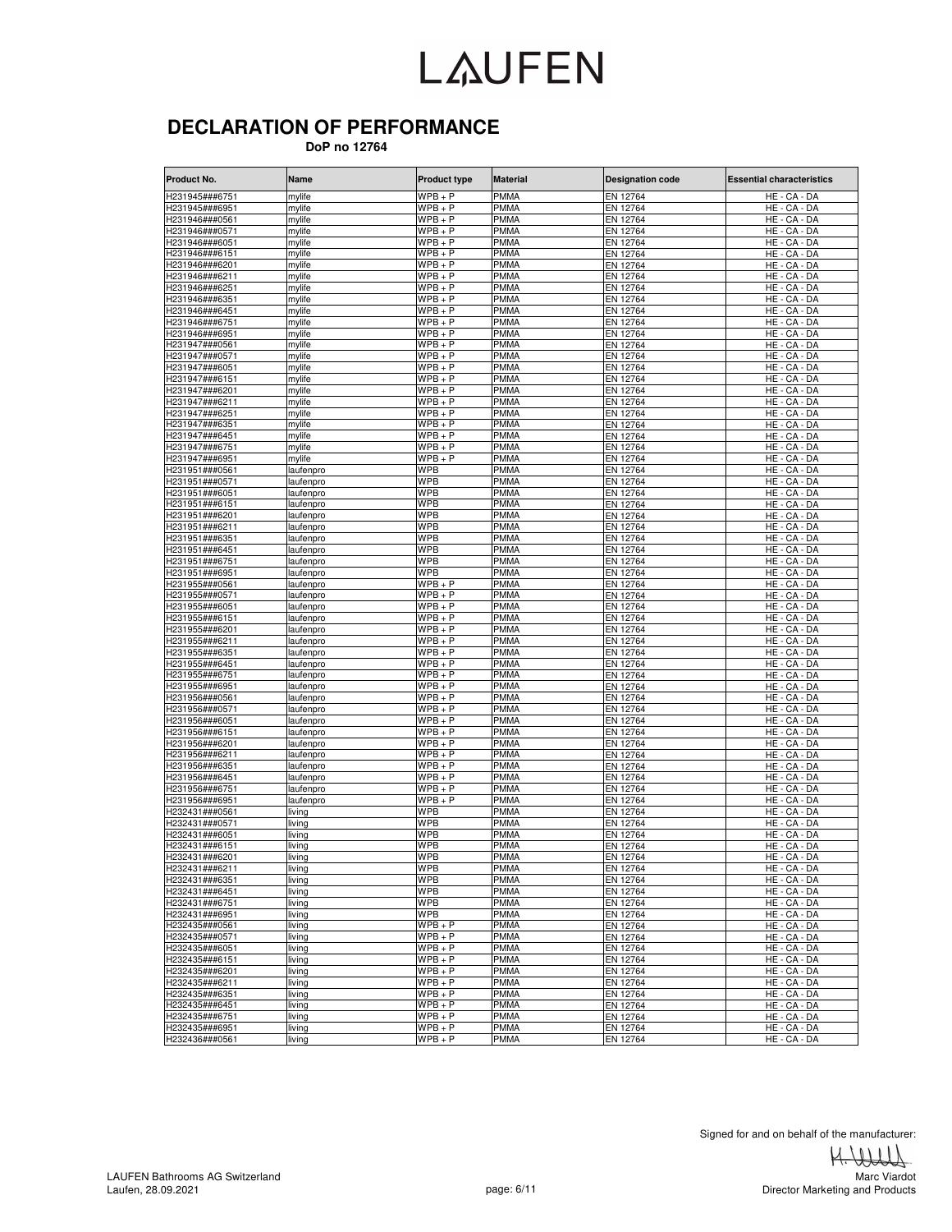# LAUFEN

## DECLARATION OF PERFORMANCE

**DoP no 12764**

| Product No. | Name | Product type | Material | Designation code | Essential characteristics |
|---|---|---|---|---|---|
| H231945###6751 | mylife | WPB + P | PMMA | EN 12764 | HE - CA - DA |
| H231945###6951 | mylife | WPB + P | PMMA | EN 12764 | HE - CA - DA |
| H231946###0561 | mylife | WPB + P | PMMA | EN 12764 | HE - CA - DA |
| H231946###0571 | mylife | WPB + P | PMMA | EN 12764 | HE - CA - DA |
| H231946###6051 | mylife | WPB + P | PMMA | EN 12764 | HE - CA - DA |
| H231946###6151 | mylife | WPB + P | PMMA | EN 12764 | HE - CA - DA |
| H231946###6201 | mylife | WPB + P | PMMA | EN 12764 | HE - CA - DA |
| H231946###6211 | mylife | WPB + P | PMMA | EN 12764 | HE - CA - DA |
| H231946###6251 | mylife | WPB + P | PMMA | EN 12764 | HE - CA - DA |
| H231946###6351 | mylife | WPB + P | PMMA | EN 12764 | HE - CA - DA |
| H231946###6451 | mylife | WPB + P | PMMA | EN 12764 | HE - CA - DA |
| H231946###6751 | mylife | WPB + P | PMMA | EN 12764 | HE - CA - DA |
| H231946###6951 | mylife | WPB + P | PMMA | EN 12764 | HE - CA - DA |
| H231947###0561 | mylife | WPB + P | PMMA | EN 12764 | HE - CA - DA |
| H231947###0571 | mylife | WPB + P | PMMA | EN 12764 | HE - CA - DA |
| H231947###6051 | mylife | WPB + P | PMMA | EN 12764 | HE - CA - DA |
| H231947###6151 | mylife | WPB + P | PMMA | EN 12764 | HE - CA - DA |
| H231947###6201 | mylife | WPB + P | PMMA | EN 12764 | HE - CA - DA |
| H231947###6211 | mylife | WPB + P | PMMA | EN 12764 | HE - CA - DA |
| H231947###6251 | mylife | WPB + P | PMMA | EN 12764 | HE - CA - DA |
| H231947###6351 | mylife | WPB + P | PMMA | EN 12764 | HE - CA - DA |
| H231947###6451 | mylife | WPB + P | PMMA | EN 12764 | HE - CA - DA |
| H231947###6751 | mylife | WPB + P | PMMA | EN 12764 | HE - CA - DA |
| H231947###6951 | mylife | WPB + P | PMMA | EN 12764 | HE - CA - DA |
| H231951###0561 | laufenpro | WPB | PMMA | EN 12764 | HE - CA - DA |
| H231951###0571 | laufenpro | WPB | PMMA | EN 12764 | HE - CA - DA |
| H231951###6051 | laufenpro | WPB | PMMA | EN 12764 | HE - CA - DA |
| H231951###6151 | laufenpro | WPB | PMMA | EN 12764 | HE - CA - DA |
| H231951###6201 | laufenpro | WPB | PMMA | EN 12764 | HE - CA - DA |
| H231951###6211 | laufenpro | WPB | PMMA | EN 12764 | HE - CA - DA |
| H231951###6351 | laufenpro | WPB | PMMA | EN 12764 | HE - CA - DA |
| H231951###6451 | laufenpro | WPB | PMMA | EN 12764 | HE - CA - DA |
| H231951###6751 | laufenpro | WPB | PMMA | EN 12764 | HE - CA - DA |
| H231951###6951 | laufenpro | WPB | PMMA | EN 12764 | HE - CA - DA |
| H231955###0561 | laufenpro | WPB + P | PMMA | EN 12764 | HE - CA - DA |
| H231955###0571 | laufenpro | WPB + P | PMMA | EN 12764 | HE - CA - DA |
| H231955###6051 | laufenpro | WPB + P | PMMA | EN 12764 | HE - CA - DA |
| H231955###6151 | laufenpro | WPB + P | PMMA | EN 12764 | HE - CA - DA |
| H231955###6201 | laufenpro | WPB + P | PMMA | EN 12764 | HE - CA - DA |
| H231955###6211 | laufenpro | WPB + P | PMMA | EN 12764 | HE - CA - DA |
| H231955###6351 | laufenpro | WPB + P | PMMA | EN 12764 | HE - CA - DA |
| H231955###6451 | laufenpro | WPB + P | PMMA | EN 12764 | HE - CA - DA |
| H231955###6751 | laufenpro | WPB + P | PMMA | EN 12764 | HE - CA - DA |
| H231955###6951 | laufenpro | WPB + P | PMMA | EN 12764 | HE - CA - DA |
| H231956###0561 | laufenpro | WPB + P | PMMA | EN 12764 | HE - CA - DA |
| H231956###0571 | laufenpro | WPB + P | PMMA | EN 12764 | HE - CA - DA |
| H231956###6051 | laufenpro | WPB + P | PMMA | EN 12764 | HE - CA - DA |
| H231956###6151 | laufenpro | WPB + P | PMMA | EN 12764 | HE - CA - DA |
| H231956###6201 | laufenpro | WPB + P | PMMA | EN 12764 | HE - CA - DA |
| H231956###6211 | laufenpro | WPB + P | PMMA | EN 12764 | HE - CA - DA |
| H231956###6351 | laufenpro | WPB + P | PMMA | EN 12764 | HE - CA - DA |
| H231956###6451 | laufenpro | WPB + P | PMMA | EN 12764 | HE - CA - DA |
| H231956###6751 | laufenpro | WPB + P | PMMA | EN 12764 | HE - CA - DA |
| H231956###6951 | laufenpro | WPB + P | PMMA | EN 12764 | HE - CA - DA |
| H232431###0561 | living | WPB | PMMA | EN 12764 | HE - CA - DA |
| H232431###0571 | living | WPB | PMMA | EN 12764 | HE - CA - DA |
| H232431###6051 | living | WPB | PMMA | EN 12764 | HE - CA - DA |
| H232431###6151 | living | WPB | PMMA | EN 12764 | HE - CA - DA |
| H232431###6201 | living | WPB | PMMA | EN 12764 | HE - CA - DA |
| H232431###6211 | living | WPB | PMMA | EN 12764 | HE - CA - DA |
| H232431###6351 | living | WPB | PMMA | EN 12764 | HE - CA - DA |
| H232431###6451 | living | WPB | PMMA | EN 12764 | HE - CA - DA |
| H232431###6751 | living | WPB | PMMA | EN 12764 | HE - CA - DA |
| H232431###6951 | living | WPB | PMMA | EN 12764 | HE - CA - DA |
| H232435###0561 | living | WPB + P | PMMA | EN 12764 | HE - CA - DA |
| H232435###0571 | living | WPB + P | PMMA | EN 12764 | HE - CA - DA |
| H232435###6051 | living | WPB + P | PMMA | EN 12764 | HE - CA - DA |
| H232435###6151 | living | WPB + P | PMMA | EN 12764 | HE - CA - DA |
| H232435###6201 | living | WPB + P | PMMA | EN 12764 | HE - CA - DA |
| H232435###6211 | living | WPB + P | PMMA | EN 12764 | HE - CA - DA |
| H232435###6351 | living | WPB + P | PMMA | EN 12764 | HE - CA - DA |
| H232435###6451 | living | WPB + P | PMMA | EN 12764 | HE - CA - DA |
| H232435###6751 | living | WPB + P | PMMA | EN 12764 | HE - CA - DA |
| H232435###6951 | living | WPB + P | PMMA | EN 12764 | HE - CA - DA |
| H232436###0561 | living | WPB + P | PMMA | EN 12764 | HE - CA - DA |

Signed for and on behalf of the manufacturer:

LAUFEN Bathrooms AG Switzerland
Laufen, 28.09.2021

Marc Viardot
Director Marketing and Products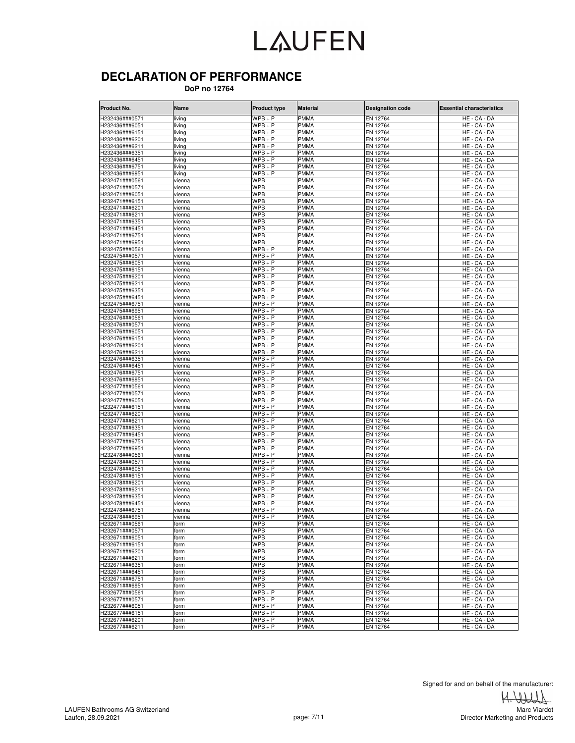# LAUFEN

## DECLARATION OF PERFORMANCE

**DoP no 12764**

| Product No. | Name | Product type | Material | Designation code | Essential characteristics |
|---|---|---|---|---|---|
| H232436###0571 | living | WPB + P | PMMA | EN 12764 | HE - CA - DA |
| H232436###6051 | living | WPB + P | PMMA | EN 12764 | HE - CA - DA |
| H232436###6151 | living | WPB + P | PMMA | EN 12764 | HE - CA - DA |
| H232436###6201 | living | WPB + P | PMMA | EN 12764 | HE - CA - DA |
| H232436###6211 | living | WPB + P | PMMA | EN 12764 | HE - CA - DA |
| H232436###6351 | living | WPB + P | PMMA | EN 12764 | HE - CA - DA |
| H232436###6451 | living | WPB + P | PMMA | EN 12764 | HE - CA - DA |
| H232436###6751 | living | WPB + P | PMMA | EN 12764 | HE - CA - DA |
| H232436###6951 | living | WPB + P | PMMA | EN 12764 | HE - CA - DA |
| H232471###0561 | vienna | WPB | PMMA | EN 12764 | HE - CA - DA |
| H232471###0571 | vienna | WPB | PMMA | EN 12764 | HE - CA - DA |
| H232471###6051 | vienna | WPB | PMMA | EN 12764 | HE - CA - DA |
| H232471###6151 | vienna | WPB | PMMA | EN 12764 | HE - CA - DA |
| H232471###6201 | vienna | WPB | PMMA | EN 12764 | HE - CA - DA |
| H232471###6211 | vienna | WPB | PMMA | EN 12764 | HE - CA - DA |
| H232471###6351 | vienna | WPB | PMMA | EN 12764 | HE - CA - DA |
| H232471###6451 | vienna | WPB | PMMA | EN 12764 | HE - CA - DA |
| H232471###6751 | vienna | WPB | PMMA | EN 12764 | HE - CA - DA |
| H232471###6951 | vienna | WPB | PMMA | EN 12764 | HE - CA - DA |
| H232475###0561 | vienna | WPB + P | PMMA | EN 12764 | HE - CA - DA |
| H232475###0571 | vienna | WPB + P | PMMA | EN 12764 | HE - CA - DA |
| H232475###6051 | vienna | WPB + P | PMMA | EN 12764 | HE - CA - DA |
| H232475###6151 | vienna | WPB + P | PMMA | EN 12764 | HE - CA - DA |
| H232475###6201 | vienna | WPB + P | PMMA | EN 12764 | HE - CA - DA |
| H232475###6211 | vienna | WPB + P | PMMA | EN 12764 | HE - CA - DA |
| H232475###6351 | vienna | WPB + P | PMMA | EN 12764 | HE - CA - DA |
| H232475###6451 | vienna | WPB + P | PMMA | EN 12764 | HE - CA - DA |
| H232475###6751 | vienna | WPB + P | PMMA | EN 12764 | HE - CA - DA |
| H232475###6951 | vienna | WPB + P | PMMA | EN 12764 | HE - CA - DA |
| H232476###0561 | vienna | WPB + P | PMMA | EN 12764 | HE - CA - DA |
| H232476###0571 | vienna | WPB + P | PMMA | EN 12764 | HE - CA - DA |
| H232476###6051 | vienna | WPB + P | PMMA | EN 12764 | HE - CA - DA |
| H232476###6151 | vienna | WPB + P | PMMA | EN 12764 | HE - CA - DA |
| H232476###6201 | vienna | WPB + P | PMMA | EN 12764 | HE - CA - DA |
| H232476###6211 | vienna | WPB + P | PMMA | EN 12764 | HE - CA - DA |
| H232476###6351 | vienna | WPB + P | PMMA | EN 12764 | HE - CA - DA |
| H232476###6451 | vienna | WPB + P | PMMA | EN 12764 | HE - CA - DA |
| H232476###6751 | vienna | WPB + P | PMMA | EN 12764 | HE - CA - DA |
| H232476###6951 | vienna | WPB + P | PMMA | EN 12764 | HE - CA - DA |
| H232477###0561 | vienna | WPB + P | PMMA | EN 12764 | HE - CA - DA |
| H232477###0571 | vienna | WPB + P | PMMA | EN 12764 | HE - CA - DA |
| H232477###6051 | vienna | WPB + P | PMMA | EN 12764 | HE - CA - DA |
| H232477###6151 | vienna | WPB + P | PMMA | EN 12764 | HE - CA - DA |
| H232477###6201 | vienna | WPB + P | PMMA | EN 12764 | HE - CA - DA |
| H232477###6211 | vienna | WPB + P | PMMA | EN 12764 | HE - CA - DA |
| H232477###6351 | vienna | WPB + P | PMMA | EN 12764 | HE - CA - DA |
| H232477###6451 | vienna | WPB + P | PMMA | EN 12764 | HE - CA - DA |
| H232477###6751 | vienna | WPB + P | PMMA | EN 12764 | HE - CA - DA |
| H232477###6951 | vienna | WPB + P | PMMA | EN 12764 | HE - CA - DA |
| H232478###0561 | vienna | WPB + P | PMMA | EN 12764 | HE - CA - DA |
| H232478###0571 | vienna | WPB + P | PMMA | EN 12764 | HE - CA - DA |
| H232478###6051 | vienna | WPB + P | PMMA | EN 12764 | HE - CA - DA |
| H232478###6151 | vienna | WPB + P | PMMA | EN 12764 | HE - CA - DA |
| H232478###6201 | vienna | WPB + P | PMMA | EN 12764 | HE - CA - DA |
| H232478###6211 | vienna | WPB + P | PMMA | EN 12764 | HE - CA - DA |
| H232478###6351 | vienna | WPB + P | PMMA | EN 12764 | HE - CA - DA |
| H232478###6451 | vienna | WPB + P | PMMA | EN 12764 | HE - CA - DA |
| H232478###6751 | vienna | WPB + P | PMMA | EN 12764 | HE - CA - DA |
| H232478###6951 | vienna | WPB + P | PMMA | EN 12764 | HE - CA - DA |
| H232671###0561 | form | WPB | PMMA | EN 12764 | HE - CA - DA |
| H232671###0571 | form | WPB | PMMA | EN 12764 | HE - CA - DA |
| H232671###6051 | form | WPB | PMMA | EN 12764 | HE - CA - DA |
| H232671###6151 | form | WPB | PMMA | EN 12764 | HE - CA - DA |
| H232671###6201 | form | WPB | PMMA | EN 12764 | HE - CA - DA |
| H232671###6211 | form | WPB | PMMA | EN 12764 | HE - CA - DA |
| H232671###6351 | form | WPB | PMMA | EN 12764 | HE - CA - DA |
| H232671###6451 | form | WPB | PMMA | EN 12764 | HE - CA - DA |
| H232671###6751 | form | WPB | PMMA | EN 12764 | HE - CA - DA |
| H232671###6951 | form | WPB | PMMA | EN 12764 | HE - CA - DA |
| H232677###0561 | form | WPB + P | PMMA | EN 12764 | HE - CA - DA |
| H232677###0571 | form | WPB + P | PMMA | EN 12764 | HE - CA - DA |
| H232677###6051 | form | WPB + P | PMMA | EN 12764 | HE - CA - DA |
| H232677###6151 | form | WPB + P | PMMA | EN 12764 | HE - CA - DA |
| H232677###6201 | form | WPB + P | PMMA | EN 12764 | HE - CA - DA |
| H232677###6211 | form | WPB + P | PMMA | EN 12764 | HE - CA - DA |

Signed for and on behalf of the manufacturer:

Marc Viardot
Director Marketing and Products

LAUFEN Bathrooms AG Switzerland
Laufen, 28.09.2021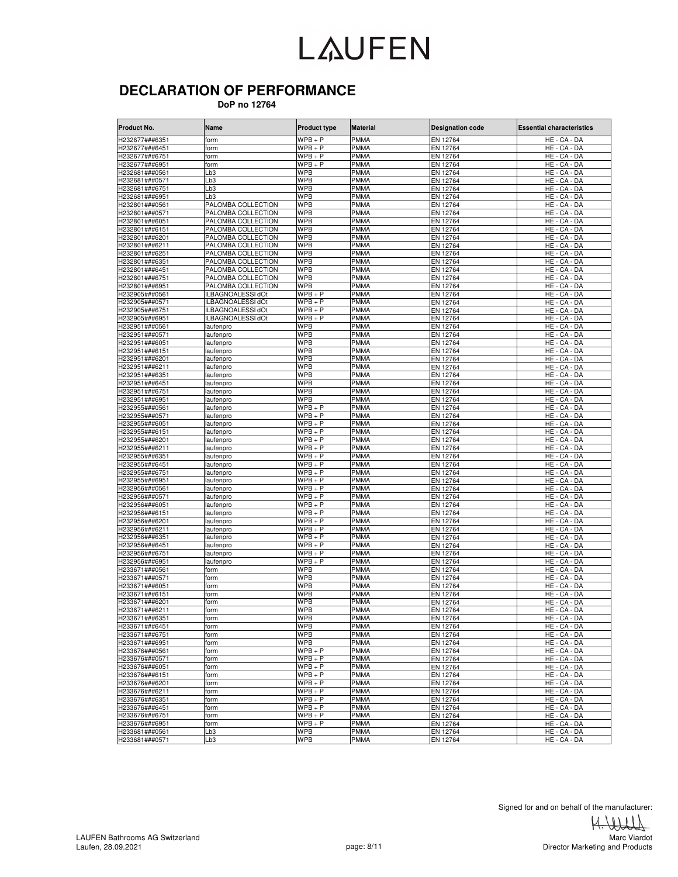# LAUFEN

## DECLARATION OF PERFORMANCE

**DoP no 12764**

| Product No. | Name | Product type | Material | Designation code | Essential characteristics |
|---|---|---|---|---|---|
| H232677###6351 | form | WPB + P | PMMA | EN 12764 | HE - CA - DA |
| H232677###6451 | form | WPB + P | PMMA | EN 12764 | HE - CA - DA |
| H232677###6751 | form | WPB + P | PMMA | EN 12764 | HE - CA - DA |
| H232677###6951 | form | WPB + P | PMMA | EN 12764 | HE - CA - DA |
| H232681###0561 | Lb3 | WPB | PMMA | EN 12764 | HE - CA - DA |
| H232681###0571 | Lb3 | WPB | PMMA | EN 12764 | HE - CA - DA |
| H232681###6751 | Lb3 | WPB | PMMA | EN 12764 | HE - CA - DA |
| H232681###6951 | Lb3 | WPB | PMMA | EN 12764 | HE - CA - DA |
| H232801###0561 | PALOMBA COLLECTION | WPB | PMMA | EN 12764 | HE - CA - DA |
| H232801###0571 | PALOMBA COLLECTION | WPB | PMMA | EN 12764 | HE - CA - DA |
| H232801###6051 | PALOMBA COLLECTION | WPB | PMMA | EN 12764 | HE - CA - DA |
| H232801###6151 | PALOMBA COLLECTION | WPB | PMMA | EN 12764 | HE - CA - DA |
| H232801###6201 | PALOMBA COLLECTION | WPB | PMMA | EN 12764 | HE - CA - DA |
| H232801###6211 | PALOMBA COLLECTION | WPB | PMMA | EN 12764 | HE - CA - DA |
| H232801###6251 | PALOMBA COLLECTION | WPB | PMMA | EN 12764 | HE - CA - DA |
| H232801###6351 | PALOMBA COLLECTION | WPB | PMMA | EN 12764 | HE - CA - DA |
| H232801###6451 | PALOMBA COLLECTION | WPB | PMMA | EN 12764 | HE - CA - DA |
| H232801###6751 | PALOMBA COLLECTION | WPB | PMMA | EN 12764 | HE - CA - DA |
| H232801###6951 | PALOMBA COLLECTION | WPB | PMMA | EN 12764 | HE - CA - DA |
| H232905###0561 | ILBAGNOALESSI dOt | WPB + P | PMMA | EN 12764 | HE - CA - DA |
| H232905###0571 | ILBAGNOALESSI dOt | WPB + P | PMMA | EN 12764 | HE - CA - DA |
| H232905###6751 | ILBAGNOALESSI dOt | WPB + P | PMMA | EN 12764 | HE - CA - DA |
| H232905###6951 | ILBAGNOALESSI dOt | WPB + P | PMMA | EN 12764 | HE - CA - DA |
| H232951###0561 | laufenpro | WPB | PMMA | EN 12764 | HE - CA - DA |
| H232951###0571 | laufenpro | WPB | PMMA | EN 12764 | HE - CA - DA |
| H232951###6051 | laufenpro | WPB | PMMA | EN 12764 | HE - CA - DA |
| H232951###6151 | laufenpro | WPB | PMMA | EN 12764 | HE - CA - DA |
| H232951###6201 | laufenpro | WPB | PMMA | EN 12764 | HE - CA - DA |
| H232951###6211 | laufenpro | WPB | PMMA | EN 12764 | HE - CA - DA |
| H232951###6351 | laufenpro | WPB | PMMA | EN 12764 | HE - CA - DA |
| H232951###6451 | laufenpro | WPB | PMMA | EN 12764 | HE - CA - DA |
| H232951###6751 | laufenpro | WPB | PMMA | EN 12764 | HE - CA - DA |
| H232951###6951 | laufenpro | WPB | PMMA | EN 12764 | HE - CA - DA |
| H232955###0561 | laufenpro | WPB + P | PMMA | EN 12764 | HE - CA - DA |
| H232955###0571 | laufenpro | WPB + P | PMMA | EN 12764 | HE - CA - DA |
| H232955###6051 | laufenpro | WPB + P | PMMA | EN 12764 | HE - CA - DA |
| H232955###6151 | laufenpro | WPB + P | PMMA | EN 12764 | HE - CA - DA |
| H232955###6201 | laufenpro | WPB + P | PMMA | EN 12764 | HE - CA - DA |
| H232955###6211 | laufenpro | WPB + P | PMMA | EN 12764 | HE - CA - DA |
| H232955###6351 | laufenpro | WPB + P | PMMA | EN 12764 | HE - CA - DA |
| H232955###6451 | laufenpro | WPB + P | PMMA | EN 12764 | HE - CA - DA |
| H232955###6751 | laufenpro | WPB + P | PMMA | EN 12764 | HE - CA - DA |
| H232955###6951 | laufenpro | WPB + P | PMMA | EN 12764 | HE - CA - DA |
| H232956###0561 | laufenpro | WPB + P | PMMA | EN 12764 | HE - CA - DA |
| H232956###0571 | laufenpro | WPB + P | PMMA | EN 12764 | HE - CA - DA |
| H232956###6051 | laufenpro | WPB + P | PMMA | EN 12764 | HE - CA - DA |
| H232956###6151 | laufenpro | WPB + P | PMMA | EN 12764 | HE - CA - DA |
| H232956###6201 | laufenpro | WPB + P | PMMA | EN 12764 | HE - CA - DA |
| H232956###6211 | laufenpro | WPB + P | PMMA | EN 12764 | HE - CA - DA |
| H232956###6351 | laufenpro | WPB + P | PMMA | EN 12764 | HE - CA - DA |
| H232956###6451 | laufenpro | WPB + P | PMMA | EN 12764 | HE - CA - DA |
| H232956###6751 | laufenpro | WPB + P | PMMA | EN 12764 | HE - CA - DA |
| H232956###6951 | laufenpro | WPB + P | PMMA | EN 12764 | HE - CA - DA |
| H233671###0561 | form | WPB | PMMA | EN 12764 | HE - CA - DA |
| H233671###0571 | form | WPB | PMMA | EN 12764 | HE - CA - DA |
| H233671###6051 | form | WPB | PMMA | EN 12764 | HE - CA - DA |
| H233671###6151 | form | WPB | PMMA | EN 12764 | HE - CA - DA |
| H233671###6201 | form | WPB | PMMA | EN 12764 | HE - CA - DA |
| H233671###6211 | form | WPB | PMMA | EN 12764 | HE - CA - DA |
| H233671###6351 | form | WPB | PMMA | EN 12764 | HE - CA - DA |
| H233671###6451 | form | WPB | PMMA | EN 12764 | HE - CA - DA |
| H233671###6751 | form | WPB | PMMA | EN 12764 | HE - CA - DA |
| H233671###6951 | form | WPB | PMMA | EN 12764 | HE - CA - DA |
| H233676###0561 | form | WPB + P | PMMA | EN 12764 | HE - CA - DA |
| H233676###0571 | form | WPB + P | PMMA | EN 12764 | HE - CA - DA |
| H233676###6051 | form | WPB + P | PMMA | EN 12764 | HE - CA - DA |
| H233676###6151 | form | WPB + P | PMMA | EN 12764 | HE - CA - DA |
| H233676###6201 | form | WPB + P | PMMA | EN 12764 | HE - CA - DA |
| H233676###6211 | form | WPB + P | PMMA | EN 12764 | HE - CA - DA |
| H233676###6351 | form | WPB + P | PMMA | EN 12764 | HE - CA - DA |
| H233676###6451 | form | WPB + P | PMMA | EN 12764 | HE - CA - DA |
| H233676###6751 | form | WPB + P | PMMA | EN 12764 | HE - CA - DA |
| H233676###6951 | form | WPB + P | PMMA | EN 12764 | HE - CA - DA |
| H233681###0561 | Lb3 | WPB | PMMA | EN 12764 | HE - CA - DA |
| H233681###0571 | Lb3 | WPB | PMMA | EN 12764 | HE - CA - DA |

Signed for and on behalf of the manufacturer:

Marc Viardot
Director Marketing and Products

LAUFEN Bathrooms AG Switzerland
Laufen, 28.09.2021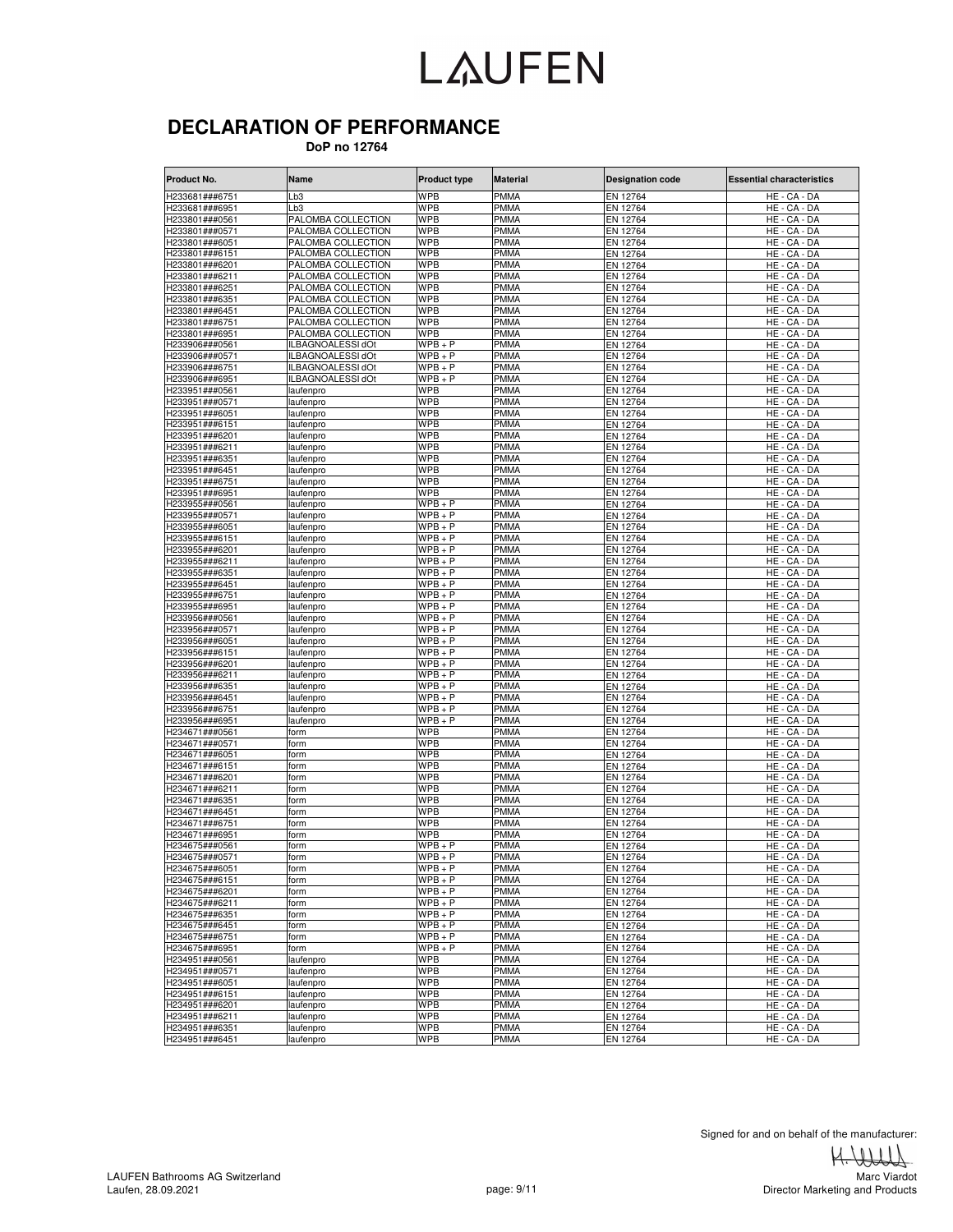# DECLARATION OF PERFORMANCE

**DoP no 12764**

| Product No. | Name | Product type | Material | Designation code | Essential characteristics |
|---|---|---|---|---|---|
| H233681###6751 | Lb3 | WPB | PMMA | EN 12764 | HE - CA - DA |
| H233681###6951 | Lb3 | WPB | PMMA | EN 12764 | HE - CA - DA |
| H233801###0561 | PALOMBA COLLECTION | WPB | PMMA | EN 12764 | HE - CA - DA |
| H233801###0571 | PALOMBA COLLECTION | WPB | PMMA | EN 12764 | HE - CA - DA |
| H233801###6051 | PALOMBA COLLECTION | WPB | PMMA | EN 12764 | HE - CA - DA |
| H233801###6151 | PALOMBA COLLECTION | WPB | PMMA | EN 12764 | HE - CA - DA |
| H233801###6201 | PALOMBA COLLECTION | WPB | PMMA | EN 12764 | HE - CA - DA |
| H233801###6211 | PALOMBA COLLECTION | WPB | PMMA | EN 12764 | HE - CA - DA |
| H233801###6251 | PALOMBA COLLECTION | WPB | PMMA | EN 12764 | HE - CA - DA |
| H233801###6351 | PALOMBA COLLECTION | WPB | PMMA | EN 12764 | HE - CA - DA |
| H233801###6451 | PALOMBA COLLECTION | WPB | PMMA | EN 12764 | HE - CA - DA |
| H233801###6751 | PALOMBA COLLECTION | WPB | PMMA | EN 12764 | HE - CA - DA |
| H233801###6951 | PALOMBA COLLECTION | WPB | PMMA | EN 12764 | HE - CA - DA |
| H233906###0561 | ILBAGNOALESSI dOt | WPB + P | PMMA | EN 12764 | HE - CA - DA |
| H233906###0571 | ILBAGNOALESSI dOt | WPB + P | PMMA | EN 12764 | HE - CA - DA |
| H233906###6751 | ILBAGNOALESSI dOt | WPB + P | PMMA | EN 12764 | HE - CA - DA |
| H233906###6951 | ILBAGNOALESSI dOt | WPB + P | PMMA | EN 12764 | HE - CA - DA |
| H233951###0561 | laufenpro | WPB | PMMA | EN 12764 | HE - CA - DA |
| H233951###0571 | laufenpro | WPB | PMMA | EN 12764 | HE - CA - DA |
| H233951###6051 | laufenpro | WPB | PMMA | EN 12764 | HE - CA - DA |
| H233951###6151 | laufenpro | WPB | PMMA | EN 12764 | HE - CA - DA |
| H233951###6201 | laufenpro | WPB | PMMA | EN 12764 | HE - CA - DA |
| H233951###6211 | laufenpro | WPB | PMMA | EN 12764 | HE - CA - DA |
| H233951###6351 | laufenpro | WPB | PMMA | EN 12764 | HE - CA - DA |
| H233951###6451 | laufenpro | WPB | PMMA | EN 12764 | HE - CA - DA |
| H233951###6751 | laufenpro | WPB | PMMA | EN 12764 | HE - CA - DA |
| H233951###6951 | laufenpro | WPB | PMMA | EN 12764 | HE - CA - DA |
| H233955###0561 | laufenpro | WPB + P | PMMA | EN 12764 | HE - CA - DA |
| H233955###0571 | laufenpro | WPB + P | PMMA | EN 12764 | HE - CA - DA |
| H233955###6051 | laufenpro | WPB + P | PMMA | EN 12764 | HE - CA - DA |
| H233955###6151 | laufenpro | WPB + P | PMMA | EN 12764 | HE - CA - DA |
| H233955###6201 | laufenpro | WPB + P | PMMA | EN 12764 | HE - CA - DA |
| H233955###6211 | laufenpro | WPB + P | PMMA | EN 12764 | HE - CA - DA |
| H233955###6351 | laufenpro | WPB + P | PMMA | EN 12764 | HE - CA - DA |
| H233955###6451 | laufenpro | WPB + P | PMMA | EN 12764 | HE - CA - DA |
| H233955###6751 | laufenpro | WPB + P | PMMA | EN 12764 | HE - CA - DA |
| H233955###6951 | laufenpro | WPB + P | PMMA | EN 12764 | HE - CA - DA |
| H233956###0561 | laufenpro | WPB + P | PMMA | EN 12764 | HE - CA - DA |
| H233956###0571 | laufenpro | WPB + P | PMMA | EN 12764 | HE - CA - DA |
| H233956###6051 | laufenpro | WPB + P | PMMA | EN 12764 | HE - CA - DA |
| H233956###6151 | laufenpro | WPB + P | PMMA | EN 12764 | HE - CA - DA |
| H233956###6201 | laufenpro | WPB + P | PMMA | EN 12764 | HE - CA - DA |
| H233956###6211 | laufenpro | WPB + P | PMMA | EN 12764 | HE - CA - DA |
| H233956###6351 | laufenpro | WPB + P | PMMA | EN 12764 | HE - CA - DA |
| H233956###6451 | laufenpro | WPB + P | PMMA | EN 12764 | HE - CA - DA |
| H233956###6751 | laufenpro | WPB + P | PMMA | EN 12764 | HE - CA - DA |
| H233956###6951 | laufenpro | WPB + P | PMMA | EN 12764 | HE - CA - DA |
| H234671###0561 | form | WPB | PMMA | EN 12764 | HE - CA - DA |
| H234671###0571 | form | WPB | PMMA | EN 12764 | HE - CA - DA |
| H234671###6051 | form | WPB | PMMA | EN 12764 | HE - CA - DA |
| H234671###6151 | form | WPB | PMMA | EN 12764 | HE - CA - DA |
| H234671###6201 | form | WPB | PMMA | EN 12764 | HE - CA - DA |
| H234671###6211 | form | WPB | PMMA | EN 12764 | HE - CA - DA |
| H234671###6351 | form | WPB | PMMA | EN 12764 | HE - CA - DA |
| H234671###6451 | form | WPB | PMMA | EN 12764 | HE - CA - DA |
| H234671###6751 | form | WPB | PMMA | EN 12764 | HE - CA - DA |
| H234671###6951 | form | WPB | PMMA | EN 12764 | HE - CA - DA |
| H234675###0561 | form | WPB + P | PMMA | EN 12764 | HE - CA - DA |
| H234675###0571 | form | WPB + P | PMMA | EN 12764 | HE - CA - DA |
| H234675###6051 | form | WPB + P | PMMA | EN 12764 | HE - CA - DA |
| H234675###6151 | form | WPB + P | PMMA | EN 12764 | HE - CA - DA |
| H234675###6201 | form | WPB + P | PMMA | EN 12764 | HE - CA - DA |
| H234675###6211 | form | WPB + P | PMMA | EN 12764 | HE - CA - DA |
| H234675###6351 | form | WPB + P | PMMA | EN 12764 | HE - CA - DA |
| H234675###6451 | form | WPB + P | PMMA | EN 12764 | HE - CA - DA |
| H234675###6751 | form | WPB + P | PMMA | EN 12764 | HE - CA - DA |
| H234675###6951 | form | WPB + P | PMMA | EN 12764 | HE - CA - DA |
| H234951###0561 | laufenpro | WPB | PMMA | EN 12764 | HE - CA - DA |
| H234951###0571 | laufenpro | WPB | PMMA | EN 12764 | HE - CA - DA |
| H234951###6051 | laufenpro | WPB | PMMA | EN 12764 | HE - CA - DA |
| H234951###6151 | laufenpro | WPB | PMMA | EN 12764 | HE - CA - DA |
| H234951###6201 | laufenpro | WPB | PMMA | EN 12764 | HE - CA - DA |
| H234951###6211 | laufenpro | WPB | PMMA | EN 12764 | HE - CA - DA |
| H234951###6351 | laufenpro | WPB | PMMA | EN 12764 | HE - CA - DA |
| H234951###6451 | laufenpro | WPB | PMMA | EN 12764 | HE - CA - DA |

Signed for and on behalf of the manufacturer:

Marc Viardot
Director Marketing and Products

LAUFEN Bathrooms AG Switzerland
Laufen, 28.09.2021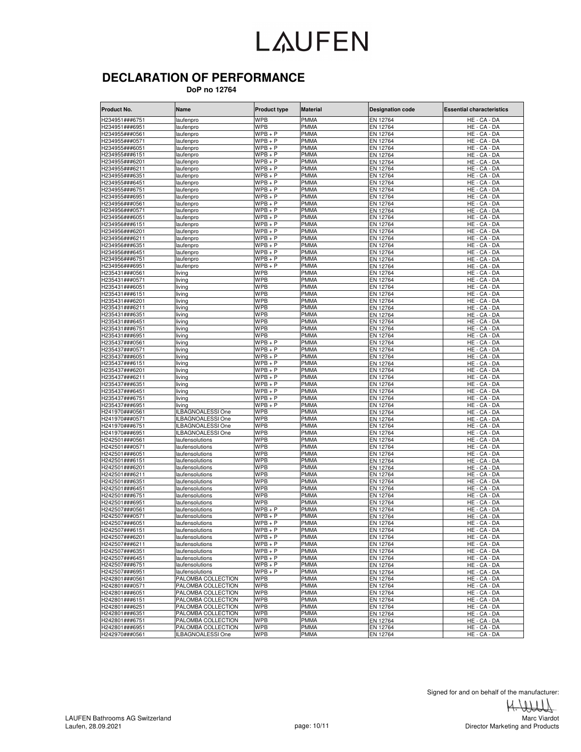# LAUFEN

## DECLARATION OF PERFORMANCE

**DoP no 12764**

| Product No. | Name | Product type | Material | Designation code | Essential characteristics |
|---|---|---|---|---|---|
| H234951###6751 | laufenpro | WPB | PMMA | EN 12764 | HE - CA - DA |
| H234951###6951 | laufenpro | WPB | PMMA | EN 12764 | HE - CA - DA |
| H234955###0561 | laufenpro | WPB + P | PMMA | EN 12764 | HE - CA - DA |
| H234955###0571 | laufenpro | WPB + P | PMMA | EN 12764 | HE - CA - DA |
| H234955###6051 | laufenpro | WPB + P | PMMA | EN 12764 | HE - CA - DA |
| H234955###6151 | laufenpro | WPB + P | PMMA | EN 12764 | HE - CA - DA |
| H234955###6201 | laufenpro | WPB + P | PMMA | EN 12764 | HE - CA - DA |
| H234955###6211 | laufenpro | WPB + P | PMMA | EN 12764 | HE - CA - DA |
| H234955###6351 | laufenpro | WPB + P | PMMA | EN 12764 | HE - CA - DA |
| H234955###6451 | laufenpro | WPB + P | PMMA | EN 12764 | HE - CA - DA |
| H234955###6751 | laufenpro | WPB + P | PMMA | EN 12764 | HE - CA - DA |
| H234955###6951 | laufenpro | WPB + P | PMMA | EN 12764 | HE - CA - DA |
| H234956###0561 | laufenpro | WPB + P | PMMA | EN 12764 | HE - CA - DA |
| H234956###0571 | laufenpro | WPB + P | PMMA | EN 12764 | HE - CA - DA |
| H234956###6051 | laufenpro | WPB + P | PMMA | EN 12764 | HE - CA - DA |
| H234956###6151 | laufenpro | WPB + P | PMMA | EN 12764 | HE - CA - DA |
| H234956###6201 | laufenpro | WPB + P | PMMA | EN 12764 | HE - CA - DA |
| H234956###6211 | laufenpro | WPB + P | PMMA | EN 12764 | HE - CA - DA |
| H234956###6351 | laufenpro | WPB + P | PMMA | EN 12764 | HE - CA - DA |
| H234956###6451 | laufenpro | WPB + P | PMMA | EN 12764 | HE - CA - DA |
| H234956###6751 | laufenpro | WPB + P | PMMA | EN 12764 | HE - CA - DA |
| H234956###6951 | laufenpro | WPB + P | PMMA | EN 12764 | HE - CA - DA |
| H235431###0561 | living | WPB | PMMA | EN 12764 | HE - CA - DA |
| H235431###0571 | living | WPB | PMMA | EN 12764 | HE - CA - DA |
| H235431###6051 | living | WPB | PMMA | EN 12764 | HE - CA - DA |
| H235431###6151 | living | WPB | PMMA | EN 12764 | HE - CA - DA |
| H235431###6201 | living | WPB | PMMA | EN 12764 | HE - CA - DA |
| H235431###6211 | living | WPB | PMMA | EN 12764 | HE - CA - DA |
| H235431###6351 | living | WPB | PMMA | EN 12764 | HE - CA - DA |
| H235431###6451 | living | WPB | PMMA | EN 12764 | HE - CA - DA |
| H235431###6751 | living | WPB | PMMA | EN 12764 | HE - CA - DA |
| H235431###6951 | living | WPB | PMMA | EN 12764 | HE - CA - DA |
| H235437###0561 | living | WPB + P | PMMA | EN 12764 | HE - CA - DA |
| H235437###0571 | living | WPB + P | PMMA | EN 12764 | HE - CA - DA |
| H235437###6051 | living | WPB + P | PMMA | EN 12764 | HE - CA - DA |
| H235437###6151 | living | WPB + P | PMMA | EN 12764 | HE - CA - DA |
| H235437###6201 | living | WPB + P | PMMA | EN 12764 | HE - CA - DA |
| H235437###6211 | living | WPB + P | PMMA | EN 12764 | HE - CA - DA |
| H235437###6351 | living | WPB + P | PMMA | EN 12764 | HE - CA - DA |
| H235437###6451 | living | WPB + P | PMMA | EN 12764 | HE - CA - DA |
| H235437###6751 | living | WPB + P | PMMA | EN 12764 | HE - CA - DA |
| H235437###6951 | living | WPB + P | PMMA | EN 12764 | HE - CA - DA |
| H241970###0561 | ILBAGNOALESSI One | WPB | PMMA | EN 12764 | HE - CA - DA |
| H241970###0571 | ILBAGNOALESSI One | WPB | PMMA | EN 12764 | HE - CA - DA |
| H241970###6751 | ILBAGNOALESSI One | WPB | PMMA | EN 12764 | HE - CA - DA |
| H241970###6951 | ILBAGNOALESSI One | WPB | PMMA | EN 12764 | HE - CA - DA |
| H242501###0561 | laufensolutions | WPB | PMMA | EN 12764 | HE - CA - DA |
| H242501###0571 | laufensolutions | WPB | PMMA | EN 12764 | HE - CA - DA |
| H242501###6051 | laufensolutions | WPB | PMMA | EN 12764 | HE - CA - DA |
| H242501###6151 | laufensolutions | WPB | PMMA | EN 12764 | HE - CA - DA |
| H242501###6201 | laufensolutions | WPB | PMMA | EN 12764 | HE - CA - DA |
| H242501###6211 | laufensolutions | WPB | PMMA | EN 12764 | HE - CA - DA |
| H242501###6351 | laufensolutions | WPB | PMMA | EN 12764 | HE - CA - DA |
| H242501###6451 | laufensolutions | WPB | PMMA | EN 12764 | HE - CA - DA |
| H242501###6751 | laufensolutions | WPB | PMMA | EN 12764 | HE - CA - DA |
| H242501###6951 | laufensolutions | WPB | PMMA | EN 12764 | HE - CA - DA |
| H242507###0561 | laufensolutions | WPB + P | PMMA | EN 12764 | HE - CA - DA |
| H242507###0571 | laufensolutions | WPB + P | PMMA | EN 12764 | HE - CA - DA |
| H242507###6051 | laufensolutions | WPB + P | PMMA | EN 12764 | HE - CA - DA |
| H242507###6151 | laufensolutions | WPB + P | PMMA | EN 12764 | HE - CA - DA |
| H242507###6201 | laufensolutions | WPB + P | PMMA | EN 12764 | HE - CA - DA |
| H242507###6211 | laufensolutions | WPB + P | PMMA | EN 12764 | HE - CA - DA |
| H242507###6351 | laufensolutions | WPB + P | PMMA | EN 12764 | HE - CA - DA |
| H242507###6451 | laufensolutions | WPB + P | PMMA | EN 12764 | HE - CA - DA |
| H242507###6751 | laufensolutions | WPB + P | PMMA | EN 12764 | HE - CA - DA |
| H242507###6951 | laufensolutions | WPB + P | PMMA | EN 12764 | HE - CA - DA |
| H242801###0561 | PALOMBA COLLECTION | WPB | PMMA | EN 12764 | HE - CA - DA |
| H242801###0571 | PALOMBA COLLECTION | WPB | PMMA | EN 12764 | HE - CA - DA |
| H242801###6051 | PALOMBA COLLECTION | WPB | PMMA | EN 12764 | HE - CA - DA |
| H242801###6151 | PALOMBA COLLECTION | WPB | PMMA | EN 12764 | HE - CA - DA |
| H242801###6251 | PALOMBA COLLECTION | WPB | PMMA | EN 12764 | HE - CA - DA |
| H242801###6351 | PALOMBA COLLECTION | WPB | PMMA | EN 12764 | HE - CA - DA |
| H242801###6751 | PALOMBA COLLECTION | WPB | PMMA | EN 12764 | HE - CA - DA |
| H242801###6951 | PALOMBA COLLECTION | WPB | PMMA | EN 12764 | HE - CA - DA |
| H242970###0561 | ILBAGNOALESSI One | WPB | PMMA | EN 12764 | HE - CA - DA |

Signed for and on behalf of the manufacturer:

Marc Viardot
Director Marketing and Products

LAUFEN Bathrooms AG Switzerland
Laufen, 28.09.2021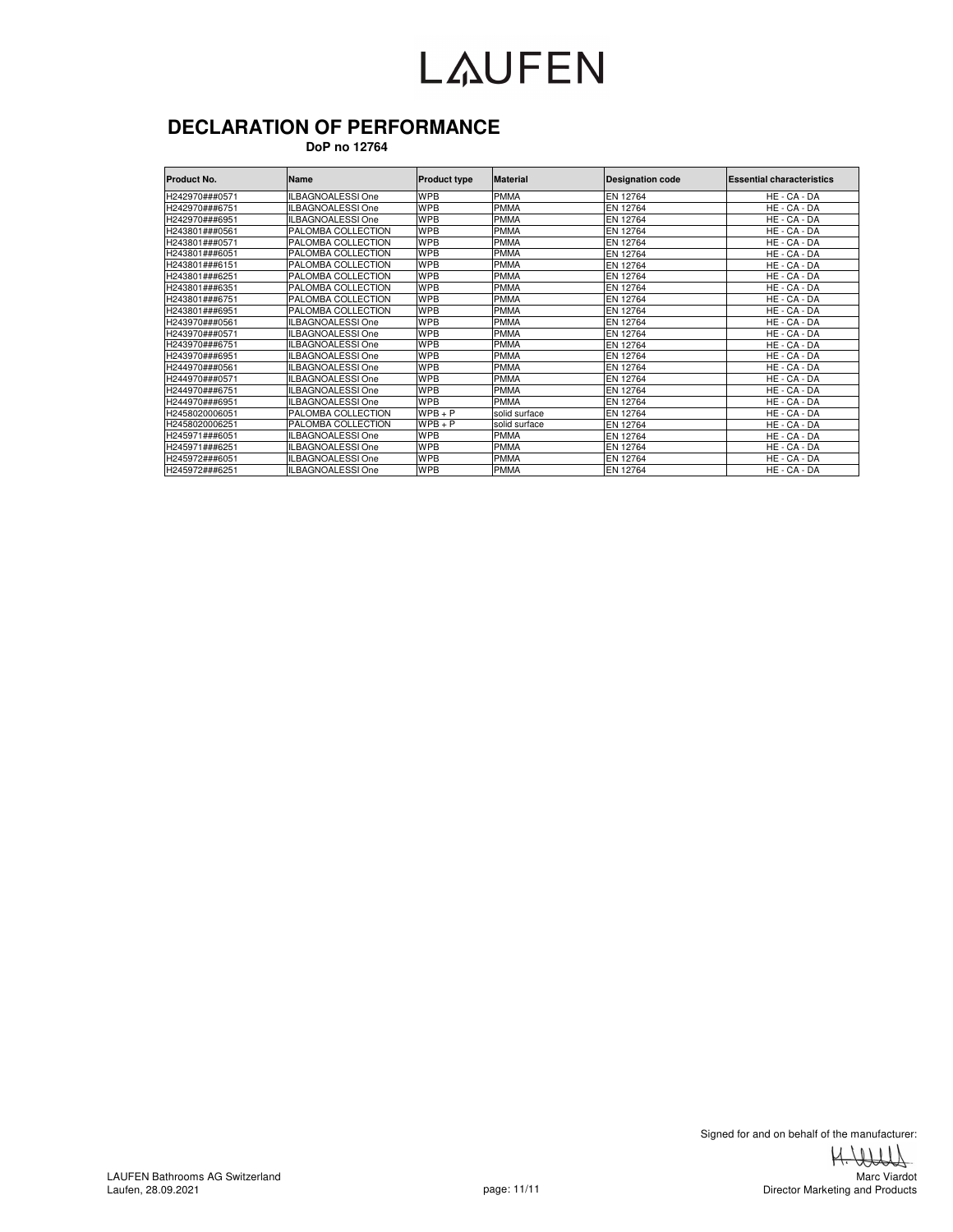LAUFEN

# DECLARATION OF PERFORMANCE

**DoP no 12764**

| Product No. | Name | Product type | Material | Designation code | Essential characteristics |
|---|---|---|---|---|---|
| H242970###0571 | ILBAGNOALESSI One | WPB | PMMA | EN 12764 | HE - CA - DA |
| H242970###6751 | ILBAGNOALESSI One | WPB | PMMA | EN 12764 | HE - CA - DA |
| H242970###6951 | ILBAGNOALESSI One | WPB | PMMA | EN 12764 | HE - CA - DA |
| H243801###0561 | PALOMBA COLLECTION | WPB | PMMA | EN 12764 | HE - CA - DA |
| H243801###0571 | PALOMBA COLLECTION | WPB | PMMA | EN 12764 | HE - CA - DA |
| H243801###6051 | PALOMBA COLLECTION | WPB | PMMA | EN 12764 | HE - CA - DA |
| H243801###6151 | PALOMBA COLLECTION | WPB | PMMA | EN 12764 | HE - CA - DA |
| H243801###6251 | PALOMBA COLLECTION | WPB | PMMA | EN 12764 | HE - CA - DA |
| H243801###6351 | PALOMBA COLLECTION | WPB | PMMA | EN 12764 | HE - CA - DA |
| H243801###6751 | PALOMBA COLLECTION | WPB | PMMA | EN 12764 | HE - CA - DA |
| H243801###6951 | PALOMBA COLLECTION | WPB | PMMA | EN 12764 | HE - CA - DA |
| H243970###0561 | ILBAGNOALESSI One | WPB | PMMA | EN 12764 | HE - CA - DA |
| H243970###0571 | ILBAGNOALESSI One | WPB | PMMA | EN 12764 | HE - CA - DA |
| H243970###6751 | ILBAGNOALESSI One | WPB | PMMA | EN 12764 | HE - CA - DA |
| H243970###6951 | ILBAGNOALESSI One | WPB | PMMA | EN 12764 | HE - CA - DA |
| H244970###0561 | ILBAGNOALESSI One | WPB | PMMA | EN 12764 | HE - CA - DA |
| H244970###0571 | ILBAGNOALESSI One | WPB | PMMA | EN 12764 | HE - CA - DA |
| H244970###6751 | ILBAGNOALESSI One | WPB | PMMA | EN 12764 | HE - CA - DA |
| H244970###6951 | ILBAGNOALESSI One | WPB | PMMA | EN 12764 | HE - CA - DA |
| H2458020006051 | PALOMBA COLLECTION | WPB + P | solid surface | EN 12764 | HE - CA - DA |
| H2458020006251 | PALOMBA COLLECTION | WPB + P | solid surface | EN 12764 | HE - CA - DA |
| H245971###6051 | ILBAGNOALESSI One | WPB | PMMA | EN 12764 | HE - CA - DA |
| H245971###6251 | ILBAGNOALESSI One | WPB | PMMA | EN 12764 | HE - CA - DA |
| H245972###6051 | ILBAGNOALESSI One | WPB | PMMA | EN 12764 | HE - CA - DA |
| H245972###6251 | ILBAGNOALESSI One | WPB | PMMA | EN 12764 | HE - CA - DA |

Signed for and on behalf of the manufacturer:

Marc Viardot
Director Marketing and Products

LAUFEN Bathrooms AG Switzerland
Laufen, 28.09.2021